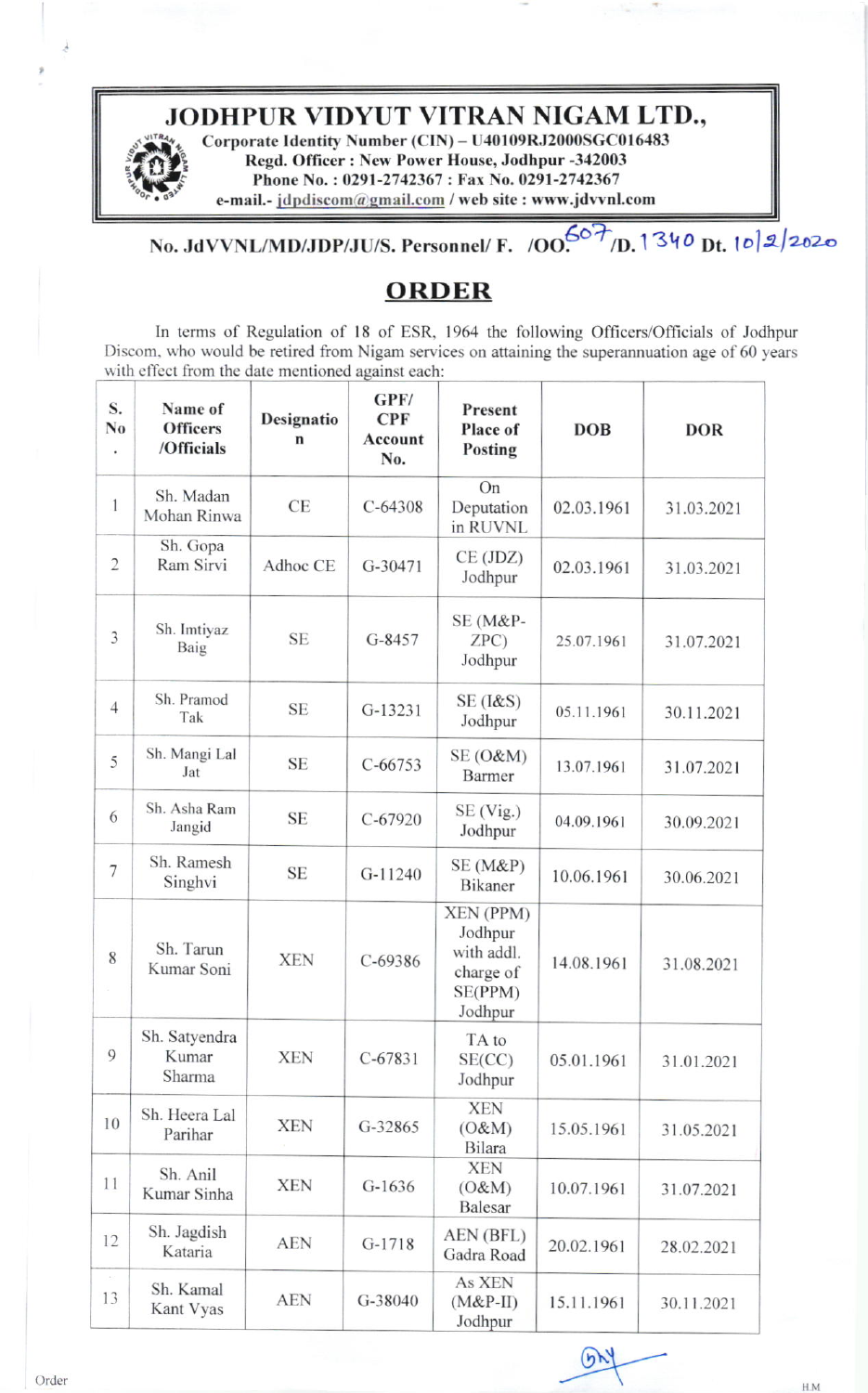# JODHPUR VIDYUT VITRAN NIGAM LTD.,

**Corporate Identity Number (CIN) – U40109RJ2000SGC016483**
**Regd. Officer : New Power House, Jodhpur -342003**
**Phone No. : 0291-2742367 : Fax No. 0291-2742367**
**e-mail.- jdpdiscom@gmail.com / web site : www.jdvvnl.com**

**No. JdVVNL/MD/JDP/JU/S. Personnel/ F. /OO.607/D.1340 Dt. 10/2/2020**

## ORDER

In terms of Regulation of 18 of ESR, 1964 the following Officers/Officials of Jodhpur Discom, who would be retired from Nigam services on attaining the superannuation age of 60 years with effect from the date mentioned against each:

| S. No. | Name of Officers /Officials | Designation | GPF/ CPF Account No. | Present Place of Posting | DOB | DOR |
|---|---|---|---|---|---|---|
| 1 | Sh. Madan Mohan Rinwa | CE | C-64308 | On Deputation in RUVNL | 02.03.1961 | 31.03.2021 |
| 2 | Sh. Gopa Ram Sirvi | Adhoc CE | G-30471 | CE (JDZ) Jodhpur | 02.03.1961 | 31.03.2021 |
| 3 | Sh. Imtiyaz Baig | SE | G-8457 | SE (M&P-ZPC) Jodhpur | 25.07.1961 | 31.07.2021 |
| 4 | Sh. Pramod Tak | SE | G-13231 | SE (I&S) Jodhpur | 05.11.1961 | 30.11.2021 |
| 5 | Sh. Mangi Lal Jat | SE | C-66753 | SE (O&M) Barmer | 13.07.1961 | 31.07.2021 |
| 6 | Sh. Asha Ram Jangid | SE | C-67920 | SE (Vig.) Jodhpur | 04.09.1961 | 30.09.2021 |
| 7 | Sh. Ramesh Singhvi | SE | G-11240 | SE (M&P) Bikaner | 10.06.1961 | 30.06.2021 |
| 8 | Sh. Tarun Kumar Soni | XEN | C-69386 | XEN (PPM) Jodhpur with addl. charge of SE(PPM) Jodhpur | 14.08.1961 | 31.08.2021 |
| 9 | Sh. Satyendra Kumar Sharma | XEN | C-67831 | TA to SE(CC) Jodhpur | 05.01.1961 | 31.01.2021 |
| 10 | Sh. Heera Lal Parihar | XEN | G-32865 | XEN (O&M) Bilara | 15.05.1961 | 31.05.2021 |
| 11 | Sh. Anil Kumar Sinha | XEN | G-1636 | XEN (O&M) Balesar | 10.07.1961 | 31.07.2021 |
| 12 | Sh. Jagdish Kataria | AEN | G-1718 | AEN (BFL) Gadra Road | 20.02.1961 | 28.02.2021 |
| 13 | Sh. Kamal Kant Vyas | AEN | G-38040 | As XEN (M&P-II) Jodhpur | 15.11.1961 | 30.11.2021 |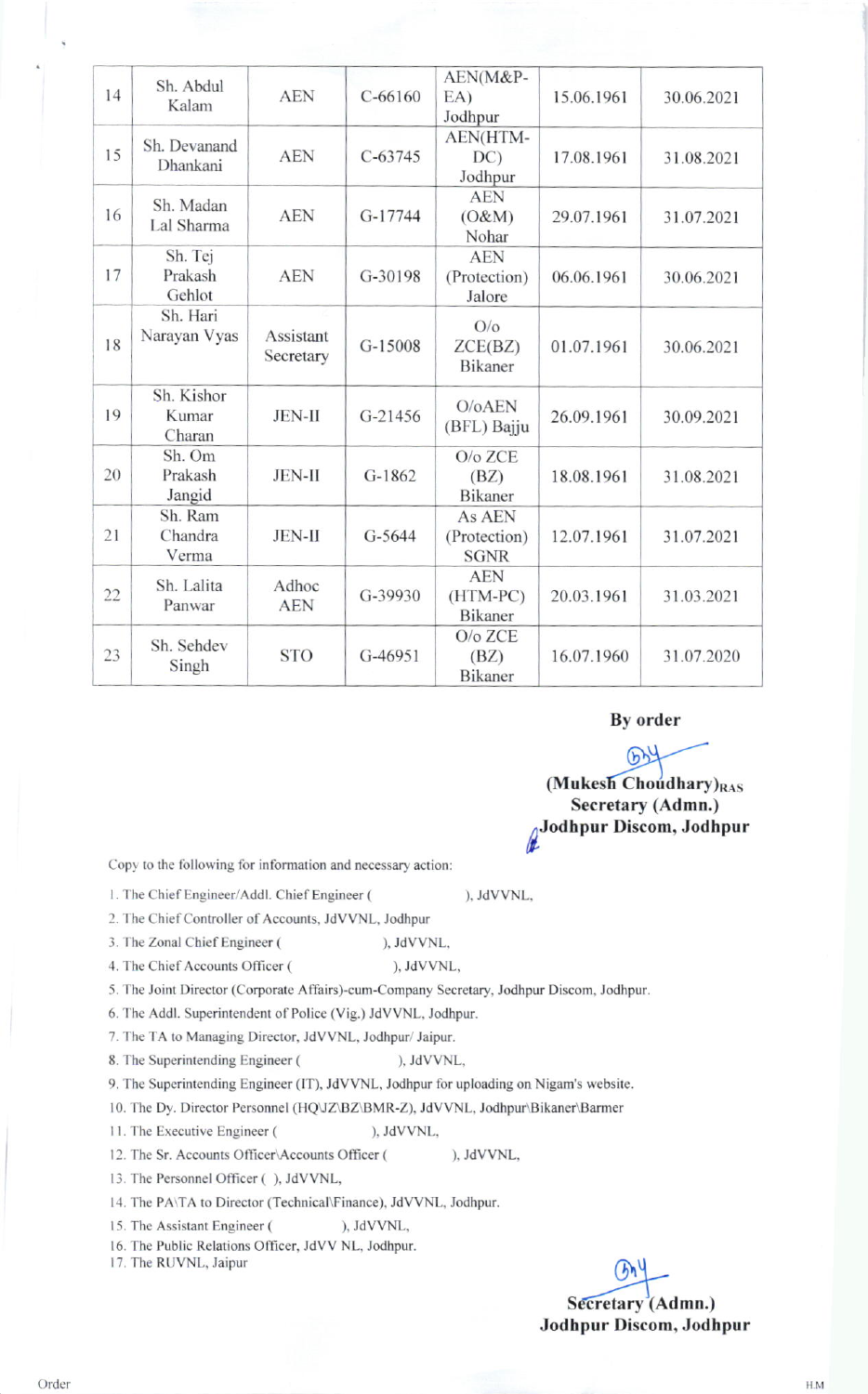| | | | | | | |
|---|---|---|---|---|---|---|
| 14 | Sh. Abdul Kalam | AEN | C-66160 | AEN(M&P-EA) Jodhpur | 15.06.1961 | 30.06.2021 |
| 15 | Sh. Devanand Dhankani | AEN | C-63745 | AEN(HTM-DC) Jodhpur | 17.08.1961 | 31.08.2021 |
| 16 | Sh. Madan Lal Sharma | AEN | G-17744 | AEN (O&M) Nohar | 29.07.1961 | 31.07.2021 |
| 17 | Sh. Tej Prakash Gehlot | AEN | G-30198 | AEN (Protection) Jalore | 06.06.1961 | 30.06.2021 |
| 18 | Sh. Hari Narayan Vyas | Assistant Secretary | G-15008 | O/o ZCE(BZ) Bikaner | 01.07.1961 | 30.06.2021 |
| 19 | Sh. Kishor Kumar Charan | JEN-II | G-21456 | O/oAEN (BFL) Bajju | 26.09.1961 | 30.09.2021 |
| 20 | Sh. Om Prakash Jangid | JEN-II | G-1862 | O/o ZCE (BZ) Bikaner | 18.08.1961 | 31.08.2021 |
| 21 | Sh. Ram Chandra Verma | JEN-II | G-5644 | As AEN (Protection) SGNR | 12.07.1961 | 31.07.2021 |
| 22 | Sh. Lalita Panwar | Adhoc AEN | G-39930 | AEN (HTM-PC) Bikaner | 20.03.1961 | 31.03.2021 |
| 23 | Sh. Sehdev Singh | STO | G-46951 | O/o ZCE (BZ) Bikaner | 16.07.1960 | 31.07.2020 |

**By order**

**(Mukesh Choudhary)RAS**
**Secretary (Admn.)**
**Jodhpur Discom, Jodhpur**

Copy to the following for information and necessary action:

1. The Chief Engineer/Addl. Chief Engineer ( ), JdVVNL,
2. The Chief Controller of Accounts, JdVVNL, Jodhpur
3. The Zonal Chief Engineer ( ), JdVVNL,
4. The Chief Accounts Officer ( ), JdVVNL,
5. The Joint Director (Corporate Affairs)-cum-Company Secretary, Jodhpur Discom, Jodhpur.
6. The Addl. Superintendent of Police (Vig.) JdVVNL, Jodhpur.
7. The TA to Managing Director, JdVVNL, Jodhpur/ Jaipur.
8. The Superintending Engineer ( ), JdVVNL,
9. The Superintending Engineer (IT), JdVVNL, Jodhpur for uploading on Nigam's website.
10. The Dy. Director Personnel (HQ\JZ\BZ\BMR-Z), JdVVNL, Jodhpur\Bikaner\Barmer
11. The Executive Engineer ( ), JdVVNL,
12. The Sr. Accounts Officer\Accounts Officer ( ), JdVVNL,
13. The Personnel Officer ( ), JdVVNL,
14. The PA\TA to Director (Technical\Finance), JdVVNL, Jodhpur.
15. The Assistant Engineer ( ), JdVVNL,
16. The Public Relations Officer, JdVV NL, Jodhpur.
17. The RUVNL, Jaipur

**Secretary (Admn.)**
**Jodhpur Discom, Jodhpur**